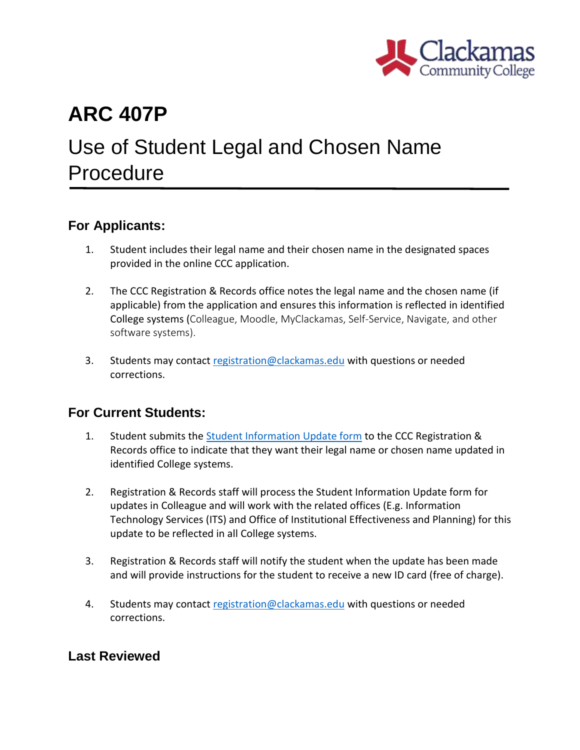# ARC 407P

# Use of Student Legal and Chosen Name Procedure

## For Applicants:

1. Student includes their legal name and their chosen name in the designated spaces provided in the online CCC application.

2. The CCC Registration & Records office notes the legal name and the chosen name (if applicable) from the application and ensures this information is reflected in identified College systems (Colleague, Moodle, MyClackamas, Self-Service, Navigate, and other software systems).

3. Students may contact [registration@clackamas.edu](mailto:registration@clackamas.edu) with questions or needed corrections.

## For Current Students:

1. Student submits the [Student Information Update form]() to the CCC Registration & Records office to indicate that they want their legal name or chosen name updated in identified College systems.

2. Registration & Records staff will process the Student Information Update form for updates in Colleague and will work with the related offices (E.g. Information Technology Services (ITS) and Office of Institutional Effectiveness and Planning) for this update to be reflected in all College systems.

3. Registration & Records staff will notify the student when the update has been made and will provide instructions for the student to receive a new ID card (free of charge).

4. Students may contact [registration@clackamas.edu](mailto:registration@clackamas.edu) with questions or needed corrections.

## Last Reviewed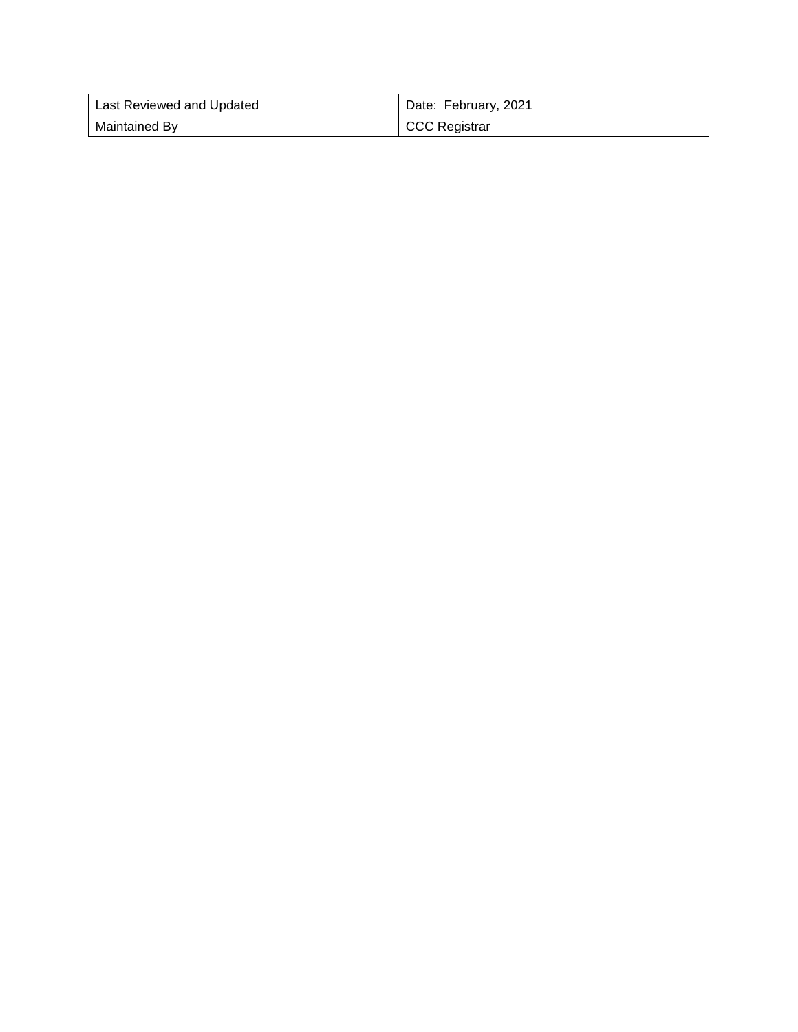| | |
|---|---|
| Last Reviewed and Updated | Date: February, 2021 |
| Maintained By | CCC Registrar |